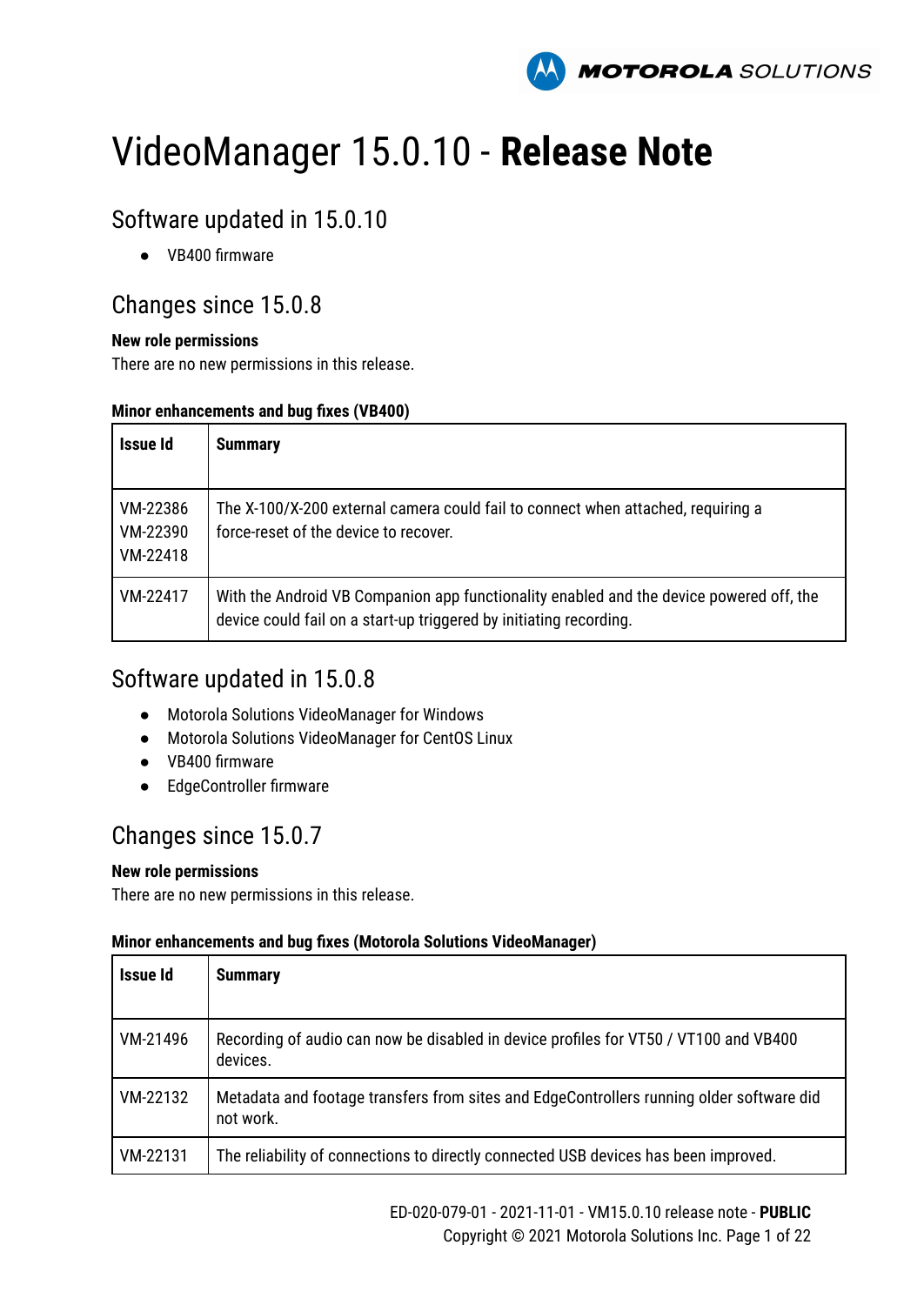# VideoManager 15.0.10 - **Release Note**

## Software updated in 15.0.10

- VB400 firmware

## Changes since 15.0.8

**New role permissions**

There are no new permissions in this release.

**Minor enhancements and bug fixes (VB400)**

| Issue Id | Summary |
|---|---|
| VM-22386 VM-22390 VM-22418 | The X-100/X-200 external camera could fail to connect when attached, requiring a force-reset of the device to recover. |
| VM-22417 | With the Android VB Companion app functionality enabled and the device powered off, the device could fail on a start-up triggered by initiating recording. |

## Software updated in 15.0.8

- Motorola Solutions VideoManager for Windows
- Motorola Solutions VideoManager for CentOS Linux
- VB400 firmware
- EdgeController firmware

## Changes since 15.0.7

**New role permissions**

There are no new permissions in this release.

**Minor enhancements and bug fixes (Motorola Solutions VideoManager)**

| Issue Id | Summary |
|---|---|
| VM-21496 | Recording of audio can now be disabled in device profiles for VT50 / VT100 and VB400 devices. |
| VM-22132 | Metadata and footage transfers from sites and EdgeControllers running older software did not work. |
| VM-22131 | The reliability of connections to directly connected USB devices has been improved. |

ED-020-079-01 - 2021-11-01 - VM15.0.10 release note - **PUBLIC**
Copyright © 2021 Motorola Solutions Inc.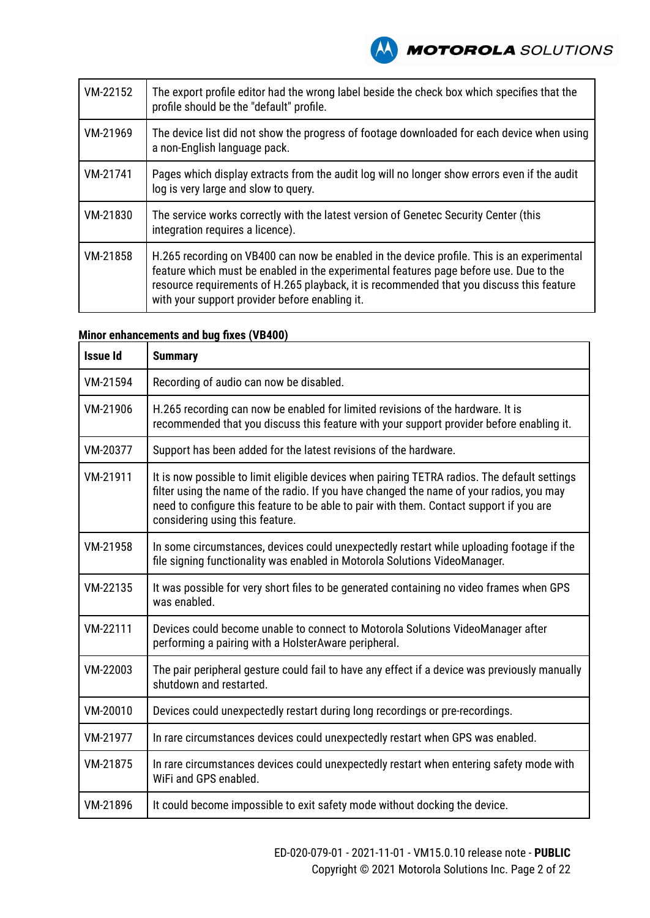| | |
|---|---|
| VM-22152 | The export profile editor had the wrong label beside the check box which specifies that the profile should be the "default" profile. |
| VM-21969 | The device list did not show the progress of footage downloaded for each device when using a non-English language pack. |
| VM-21741 | Pages which display extracts from the audit log will no longer show errors even if the audit log is very large and slow to query. |
| VM-21830 | The service works correctly with the latest version of Genetec Security Center (this integration requires a licence). |
| VM-21858 | H.265 recording on VB400 can now be enabled in the device profile. This is an experimental feature which must be enabled in the experimental features page before use. Due to the resource requirements of H.265 playback, it is recommended that you discuss this feature with your support provider before enabling it. |

**Minor enhancements and bug fixes (VB400)**

| Issue Id | Summary |
|---|---|
| VM-21594 | Recording of audio can now be disabled. |
| VM-21906 | H.265 recording can now be enabled for limited revisions of the hardware. It is recommended that you discuss this feature with your support provider before enabling it. |
| VM-20377 | Support has been added for the latest revisions of the hardware. |
| VM-21911 | It is now possible to limit eligible devices when pairing TETRA radios. The default settings filter using the name of the radio. If you have changed the name of your radios, you may need to configure this feature to be able to pair with them. Contact support if you are considering using this feature. |
| VM-21958 | In some circumstances, devices could unexpectedly restart while uploading footage if the file signing functionality was enabled in Motorola Solutions VideoManager. |
| VM-22135 | It was possible for very short files to be generated containing no video frames when GPS was enabled. |
| VM-22111 | Devices could become unable to connect to Motorola Solutions VideoManager after performing a pairing with a HolsterAware peripheral. |
| VM-22003 | The pair peripheral gesture could fail to have any effect if a device was previously manually shutdown and restarted. |
| VM-20010 | Devices could unexpectedly restart during long recordings or pre-recordings. |
| VM-21977 | In rare circumstances devices could unexpectedly restart when GPS was enabled. |
| VM-21875 | In rare circumstances devices could unexpectedly restart when entering safety mode with WiFi and GPS enabled. |
| VM-21896 | It could become impossible to exit safety mode without docking the device. |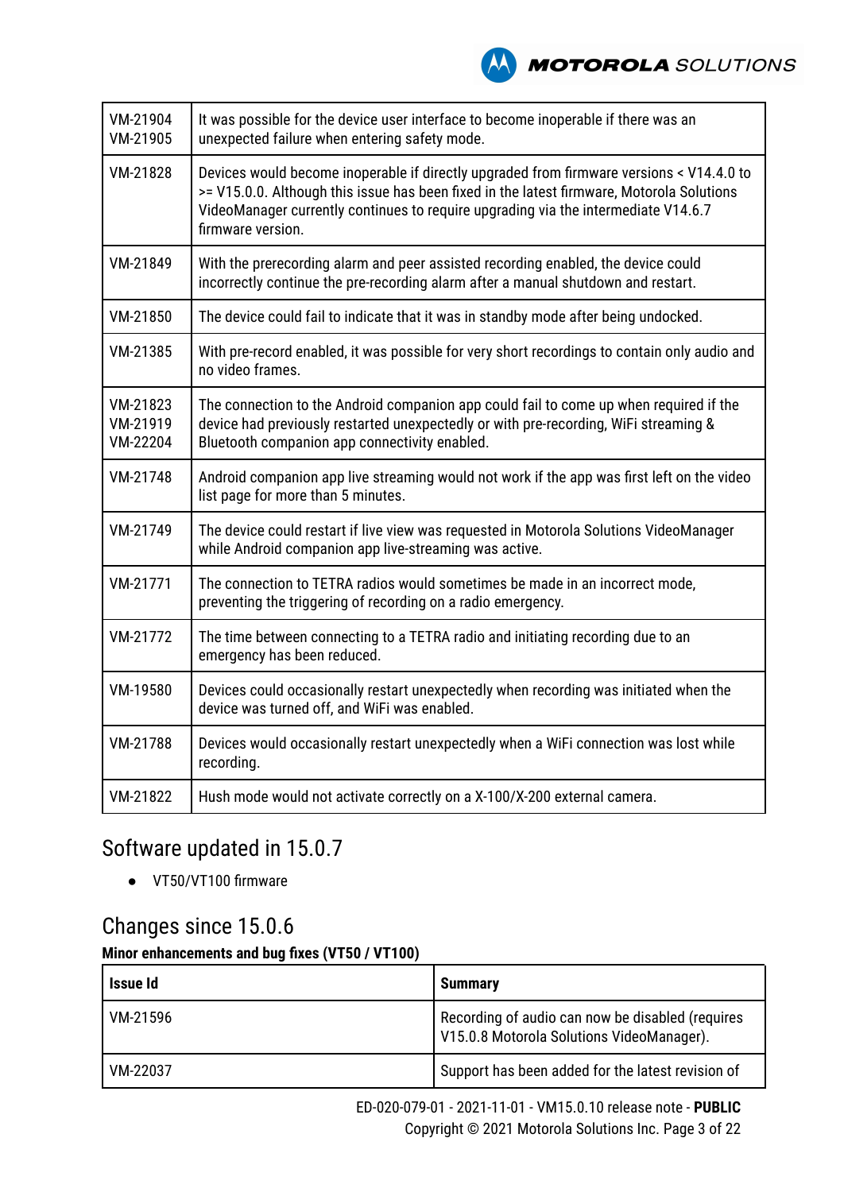| | |
|---|---|
| VM-21904 VM-21905 | It was possible for the device user interface to become inoperable if there was an unexpected failure when entering safety mode. |
| VM-21828 | Devices would become inoperable if directly upgraded from firmware versions < V14.4.0 to >= V15.0.0. Although this issue has been fixed in the latest firmware, Motorola Solutions VideoManager currently continues to require upgrading via the intermediate V14.6.7 firmware version. |
| VM-21849 | With the prerecording alarm and peer assisted recording enabled, the device could incorrectly continue the pre-recording alarm after a manual shutdown and restart. |
| VM-21850 | The device could fail to indicate that it was in standby mode after being undocked. |
| VM-21385 | With pre-record enabled, it was possible for very short recordings to contain only audio and no video frames. |
| VM-21823 VM-21919 VM-22204 | The connection to the Android companion app could fail to come up when required if the device had previously restarted unexpectedly or with pre-recording, WiFi streaming & Bluetooth companion app connectivity enabled. |
| VM-21748 | Android companion app live streaming would not work if the app was first left on the video list page for more than 5 minutes. |
| VM-21749 | The device could restart if live view was requested in Motorola Solutions VideoManager while Android companion app live-streaming was active. |
| VM-21771 | The connection to TETRA radios would sometimes be made in an incorrect mode, preventing the triggering of recording on a radio emergency. |
| VM-21772 | The time between connecting to a TETRA radio and initiating recording due to an emergency has been reduced. |
| VM-19580 | Devices could occasionally restart unexpectedly when recording was initiated when the device was turned off, and WiFi was enabled. |
| VM-21788 | Devices would occasionally restart unexpectedly when a WiFi connection was lost while recording. |
| VM-21822 | Hush mode would not activate correctly on a X-100/X-200 external camera. |

## Software updated in 15.0.7

- VT50/VT100 firmware

## Changes since 15.0.6

**Minor enhancements and bug fixes (VT50 / VT100)**

| Issue Id | Summary |
|---|---|
| VM-21596 | Recording of audio can now be disabled (requires V15.0.8 Motorola Solutions VideoManager). |
| VM-22037 | Support has been added for the latest revision of |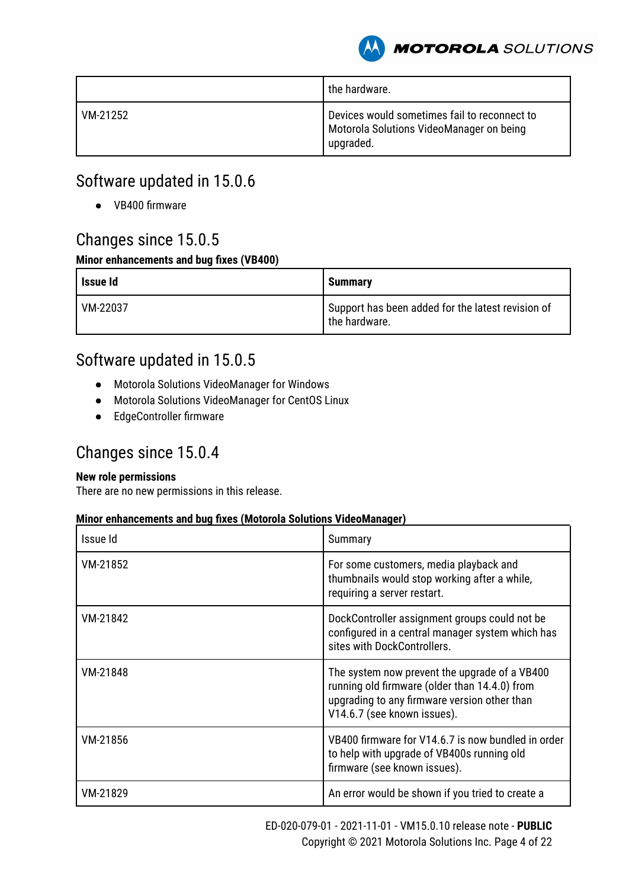| | |
|---|---|
| | the hardware. |
| VM-21252 | Devices would sometimes fail to reconnect to Motorola Solutions VideoManager on being upgraded. |

## Software updated in 15.0.6

- VB400 firmware

## Changes since 15.0.5

**Minor enhancements and bug fixes (VB400)**

| **Issue Id** | **Summary** |
|---|---|
| VM-22037 | Support has been added for the latest revision of the hardware. |

## Software updated in 15.0.5

- Motorola Solutions VideoManager for Windows
- Motorola Solutions VideoManager for CentOS Linux
- EdgeController firmware

## Changes since 15.0.4

**New role permissions**

There are no new permissions in this release.

**Minor enhancements and bug fixes (Motorola Solutions VideoManager)**

| Issue Id | Summary |
|---|---|
| VM-21852 | For some customers, media playback and thumbnails would stop working after a while, requiring a server restart. |
| VM-21842 | DockController assignment groups could not be configured in a central manager system which has sites with DockControllers. |
| VM-21848 | The system now prevent the upgrade of a VB400 running old firmware (older than 14.4.0) from upgrading to any firmware version other than V14.6.7 (see known issues). |
| VM-21856 | VB400 firmware for V14.6.7 is now bundled in order to help with upgrade of VB400s running old firmware (see known issues). |
| VM-21829 | An error would be shown if you tried to create a |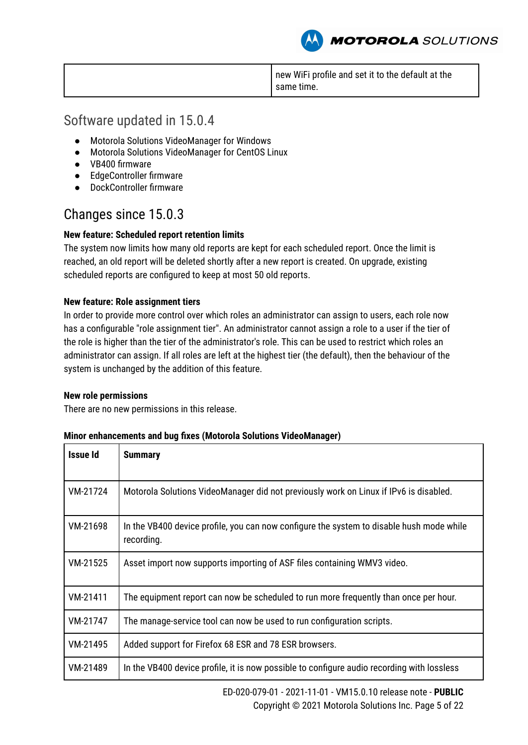| | new WiFi profile and set it to the default at the same time. |
|---|---|

## Software updated in 15.0.4

- Motorola Solutions VideoManager for Windows
- Motorola Solutions VideoManager for CentOS Linux
- VB400 firmware
- EdgeController firmware
- DockController firmware

## Changes since 15.0.3

**New feature: Scheduled report retention limits**

The system now limits how many old reports are kept for each scheduled report. Once the limit is reached, an old report will be deleted shortly after a new report is created. On upgrade, existing scheduled reports are configured to keep at most 50 old reports.

**New feature: Role assignment tiers**

In order to provide more control over which roles an administrator can assign to users, each role now has a configurable "role assignment tier". An administrator cannot assign a role to a user if the tier of the role is higher than the tier of the administrator's role. This can be used to restrict which roles an administrator can assign. If all roles are left at the highest tier (the default), then the behaviour of the system is unchanged by the addition of this feature.

**New role permissions**

There are no new permissions in this release.

**Minor enhancements and bug fixes (Motorola Solutions VideoManager)**

| Issue Id | Summary |
|---|---|
| VM-21724 | Motorola Solutions VideoManager did not previously work on Linux if IPv6 is disabled. |
| VM-21698 | In the VB400 device profile, you can now configure the system to disable hush mode while recording. |
| VM-21525 | Asset import now supports importing of ASF files containing WMV3 video. |
| VM-21411 | The equipment report can now be scheduled to run more frequently than once per hour. |
| VM-21747 | The manage-service tool can now be used to run configuration scripts. |
| VM-21495 | Added support for Firefox 68 ESR and 78 ESR browsers. |
| VM-21489 | In the VB400 device profile, it is now possible to configure audio recording with lossless |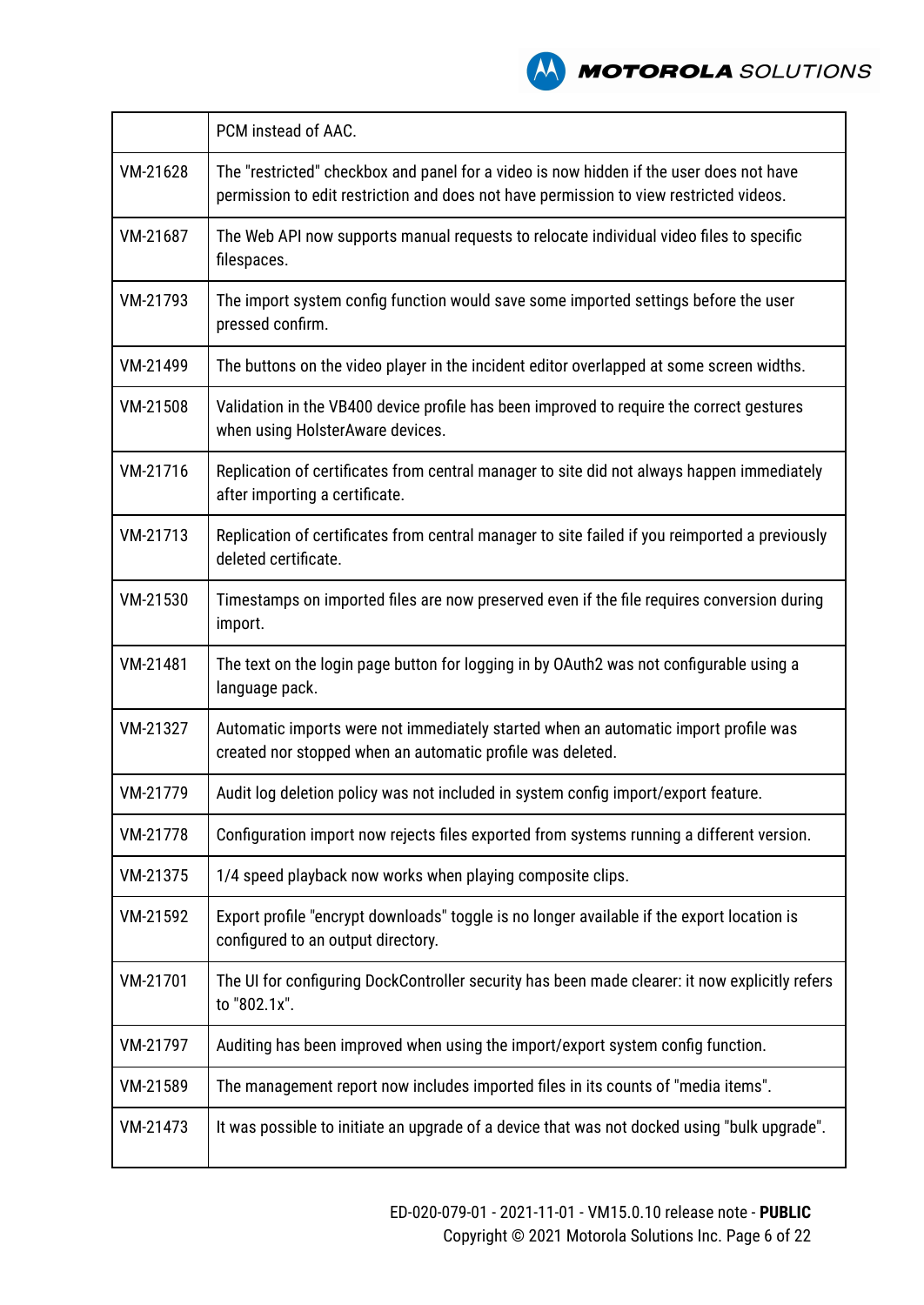| | |
|---|---|
| | PCM instead of AAC. |
| VM-21628 | The "restricted" checkbox and panel for a video is now hidden if the user does not have permission to edit restriction and does not have permission to view restricted videos. |
| VM-21687 | The Web API now supports manual requests to relocate individual video files to specific filespaces. |
| VM-21793 | The import system config function would save some imported settings before the user pressed confirm. |
| VM-21499 | The buttons on the video player in the incident editor overlapped at some screen widths. |
| VM-21508 | Validation in the VB400 device profile has been improved to require the correct gestures when using HolsterAware devices. |
| VM-21716 | Replication of certificates from central manager to site did not always happen immediately after importing a certificate. |
| VM-21713 | Replication of certificates from central manager to site failed if you reimported a previously deleted certificate. |
| VM-21530 | Timestamps on imported files are now preserved even if the file requires conversion during import. |
| VM-21481 | The text on the login page button for logging in by OAuth2 was not configurable using a language pack. |
| VM-21327 | Automatic imports were not immediately started when an automatic import profile was created nor stopped when an automatic profile was deleted. |
| VM-21779 | Audit log deletion policy was not included in system config import/export feature. |
| VM-21778 | Configuration import now rejects files exported from systems running a different version. |
| VM-21375 | 1/4 speed playback now works when playing composite clips. |
| VM-21592 | Export profile "encrypt downloads" toggle is no longer available if the export location is configured to an output directory. |
| VM-21701 | The UI for configuring DockController security has been made clearer: it now explicitly refers to "802.1x". |
| VM-21797 | Auditing has been improved when using the import/export system config function. |
| VM-21589 | The management report now includes imported files in its counts of "media items". |
| VM-21473 | It was possible to initiate an upgrade of a device that was not docked using "bulk upgrade". |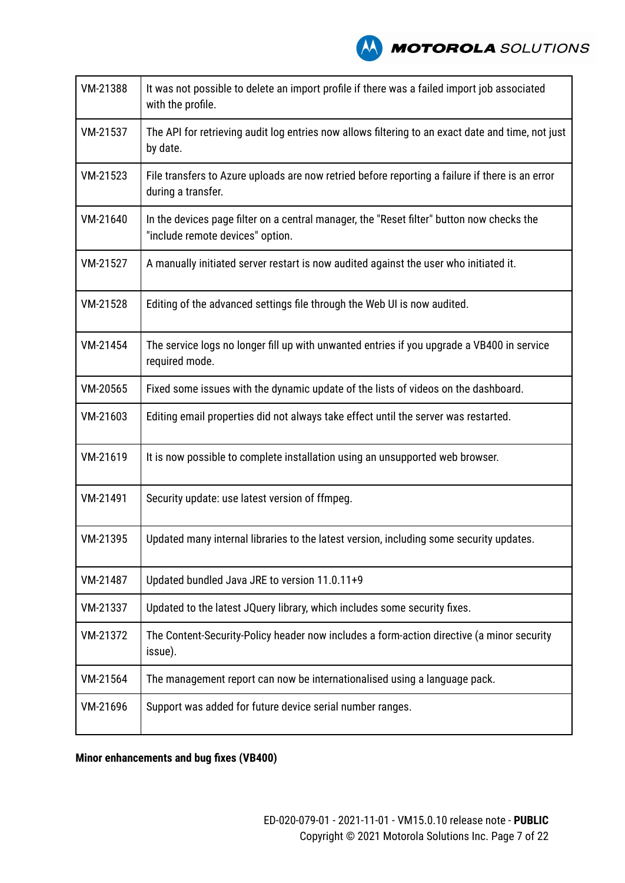| | |
|---|---|
| VM-21388 | It was not possible to delete an import profile if there was a failed import job associated with the profile. |
| VM-21537 | The API for retrieving audit log entries now allows filtering to an exact date and time, not just by date. |
| VM-21523 | File transfers to Azure uploads are now retried before reporting a failure if there is an error during a transfer. |
| VM-21640 | In the devices page filter on a central manager, the "Reset filter" button now checks the "include remote devices" option. |
| VM-21527 | A manually initiated server restart is now audited against the user who initiated it. |
| VM-21528 | Editing of the advanced settings file through the Web UI is now audited. |
| VM-21454 | The service logs no longer fill up with unwanted entries if you upgrade a VB400 in service required mode. |
| VM-20565 | Fixed some issues with the dynamic update of the lists of videos on the dashboard. |
| VM-21603 | Editing email properties did not always take effect until the server was restarted. |
| VM-21619 | It is now possible to complete installation using an unsupported web browser. |
| VM-21491 | Security update: use latest version of ffmpeg. |
| VM-21395 | Updated many internal libraries to the latest version, including some security updates. |
| VM-21487 | Updated bundled Java JRE to version 11.0.11+9 |
| VM-21337 | Updated to the latest JQuery library, which includes some security fixes. |
| VM-21372 | The Content-Security-Policy header now includes a form-action directive (a minor security issue). |
| VM-21564 | The management report can now be internationalised using a language pack. |
| VM-21696 | Support was added for future device serial number ranges. |

**Minor enhancements and bug fixes (VB400)**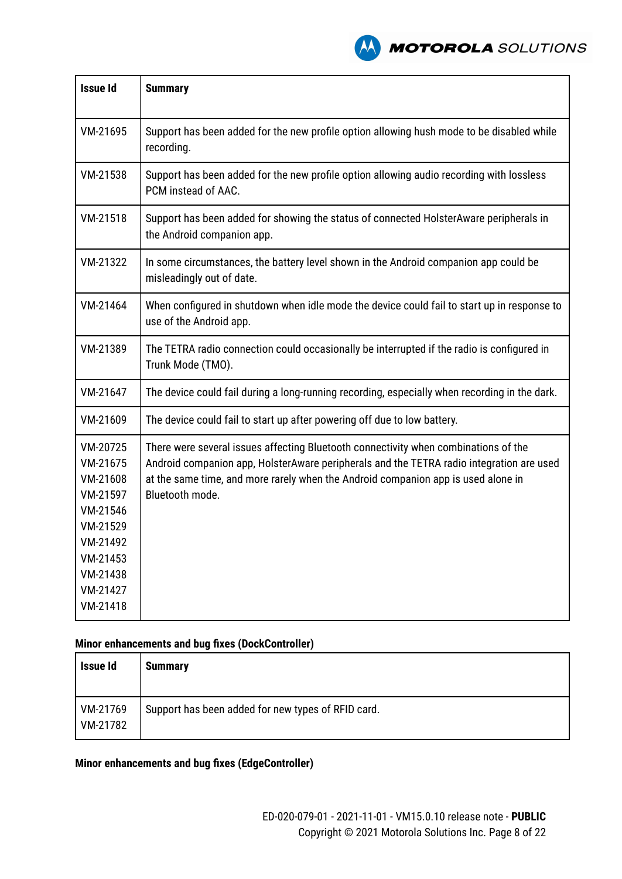| Issue Id | Summary |
|---|---|
| VM-21695 | Support has been added for the new profile option allowing hush mode to be disabled while recording. |
| VM-21538 | Support has been added for the new profile option allowing audio recording with lossless PCM instead of AAC. |
| VM-21518 | Support has been added for showing the status of connected HolsterAware peripherals in the Android companion app. |
| VM-21322 | In some circumstances, the battery level shown in the Android companion app could be misleadingly out of date. |
| VM-21464 | When configured in shutdown when idle mode the device could fail to start up in response to use of the Android app. |
| VM-21389 | The TETRA radio connection could occasionally be interrupted if the radio is configured in Trunk Mode (TMO). |
| VM-21647 | The device could fail during a long-running recording, especially when recording in the dark. |
| VM-21609 | The device could fail to start up after powering off due to low battery. |
| VM-20725<br>VM-21675<br>VM-21608<br>VM-21597<br>VM-21546<br>VM-21529<br>VM-21492<br>VM-21453<br>VM-21438<br>VM-21427<br>VM-21418 | There were several issues affecting Bluetooth connectivity when combinations of the Android companion app, HolsterAware peripherals and the TETRA radio integration are used at the same time, and more rarely when the Android companion app is used alone in Bluetooth mode. |

**Minor enhancements and bug fixes (DockController)**

| Issue Id | Summary |
|---|---|
| VM-21769<br>VM-21782 | Support has been added for new types of RFID card. |

**Minor enhancements and bug fixes (EdgeController)**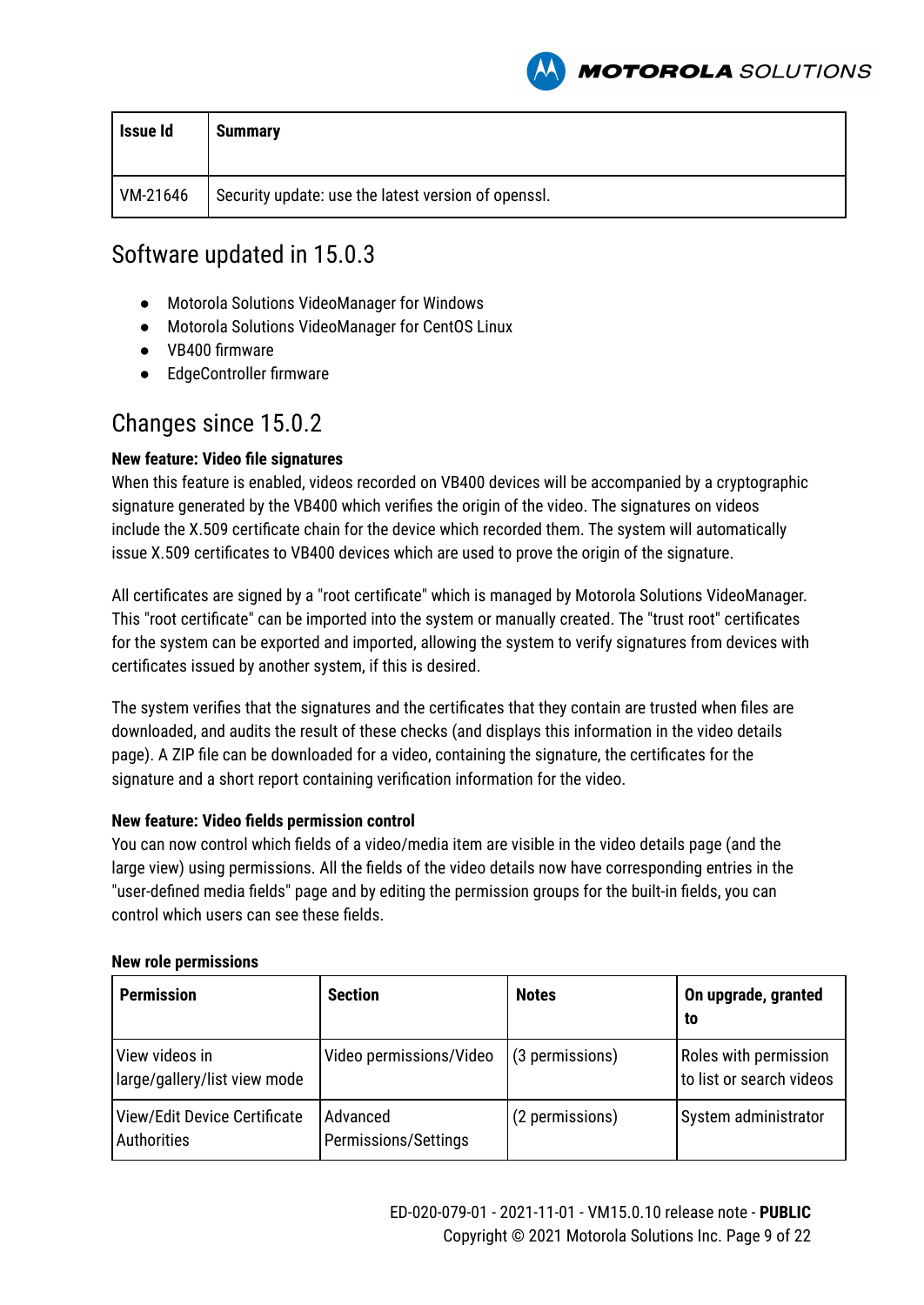| Issue Id | Summary |
|---|---|
| VM-21646 | Security update: use the latest version of openssl. |

## Software updated in 15.0.3

- Motorola Solutions VideoManager for Windows
- Motorola Solutions VideoManager for CentOS Linux
- VB400 firmware
- EdgeController firmware

## Changes since 15.0.2

**New feature: Video file signatures**

When this feature is enabled, videos recorded on VB400 devices will be accompanied by a cryptographic signature generated by the VB400 which verifies the origin of the video. The signatures on videos include the X.509 certificate chain for the device which recorded them. The system will automatically issue X.509 certificates to VB400 devices which are used to prove the origin of the signature.

All certificates are signed by a "root certificate" which is managed by Motorola Solutions VideoManager. This "root certificate" can be imported into the system or manually created. The "trust root" certificates for the system can be exported and imported, allowing the system to verify signatures from devices with certificates issued by another system, if this is desired.

The system verifies that the signatures and the certificates that they contain are trusted when files are downloaded, and audits the result of these checks (and displays this information in the video details page). A ZIP file can be downloaded for a video, containing the signature, the certificates for the signature and a short report containing verification information for the video.

**New feature: Video fields permission control**

You can now control which fields of a video/media item are visible in the video details page (and the large view) using permissions. All the fields of the video details now have corresponding entries in the "user-defined media fields" page and by editing the permission groups for the built-in fields, you can control which users can see these fields.

**New role permissions**

| Permission | Section | Notes | On upgrade, granted to |
|---|---|---|---|
| View videos in large/gallery/list view mode | Video permissions/Video | (3 permissions) | Roles with permission to list or search videos |
| View/Edit Device Certificate Authorities | Advanced Permissions/Settings | (2 permissions) | System administrator |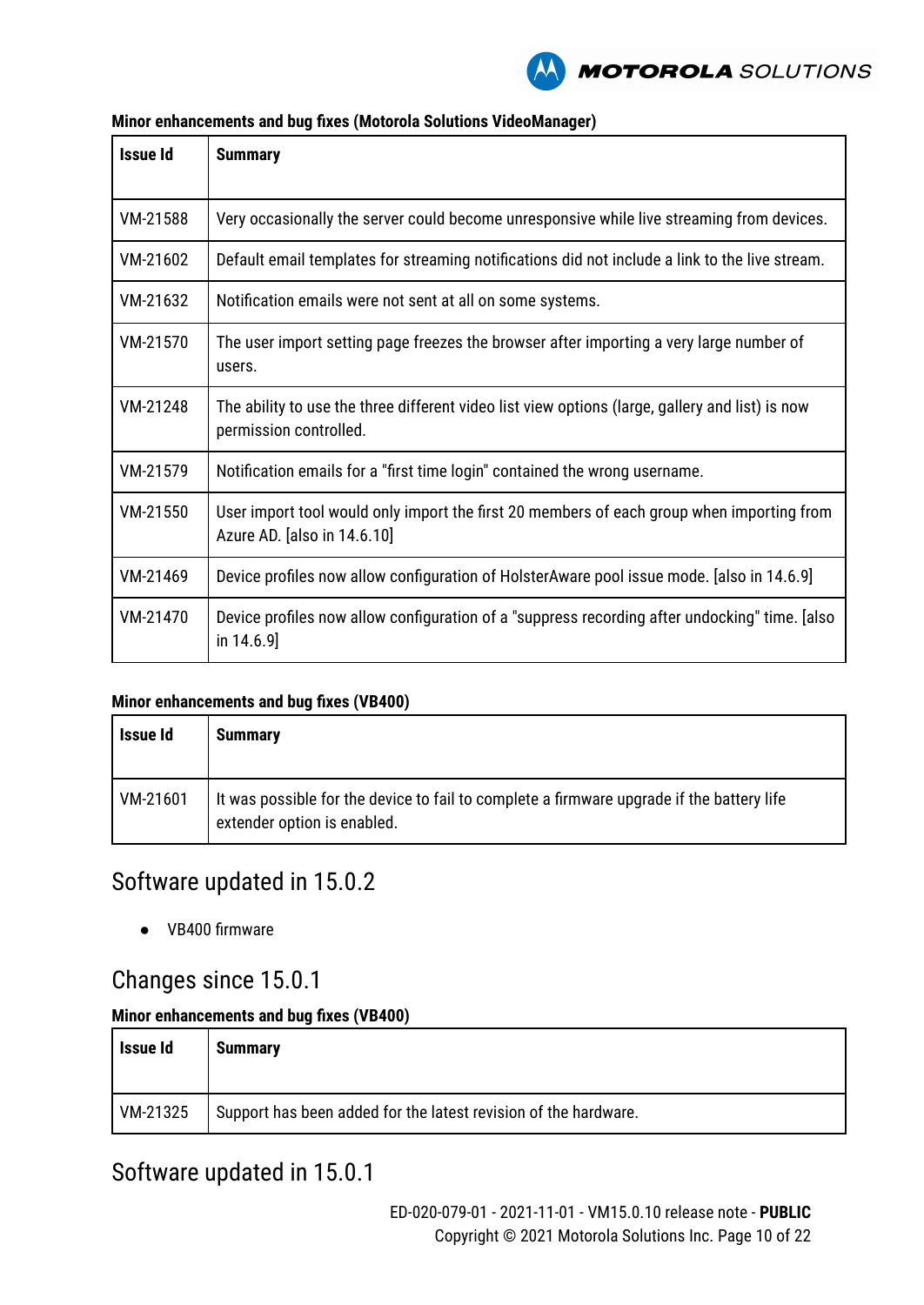**Minor enhancements and bug fixes (Motorola Solutions VideoManager)**

| Issue Id | Summary |
|---|---|
| VM-21588 | Very occasionally the server could become unresponsive while live streaming from devices. |
| VM-21602 | Default email templates for streaming notifications did not include a link to the live stream. |
| VM-21632 | Notification emails were not sent at all on some systems. |
| VM-21570 | The user import setting page freezes the browser after importing a very large number of users. |
| VM-21248 | The ability to use the three different video list view options (large, gallery and list) is now permission controlled. |
| VM-21579 | Notification emails for a "first time login" contained the wrong username. |
| VM-21550 | User import tool would only import the first 20 members of each group when importing from Azure AD. [also in 14.6.10] |
| VM-21469 | Device profiles now allow configuration of HolsterAware pool issue mode. [also in 14.6.9] |
| VM-21470 | Device profiles now allow configuration of a "suppress recording after undocking" time. [also in 14.6.9] |

**Minor enhancements and bug fixes (VB400)**

| Issue Id | Summary |
|---|---|
| VM-21601 | It was possible for the device to fail to complete a firmware upgrade if the battery life extender option is enabled. |

## Software updated in 15.0.2

- VB400 firmware

## Changes since 15.0.1

**Minor enhancements and bug fixes (VB400)**

| Issue Id | Summary |
|---|---|
| VM-21325 | Support has been added for the latest revision of the hardware. |

## Software updated in 15.0.1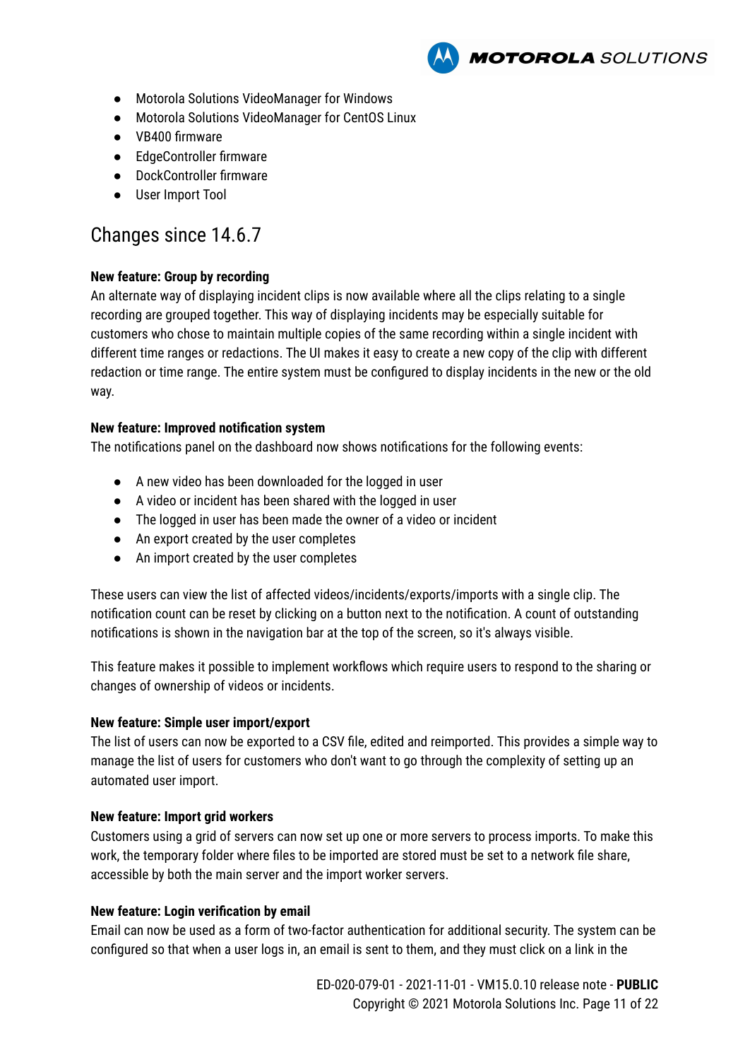- Motorola Solutions VideoManager for Windows
- Motorola Solutions VideoManager for CentOS Linux
- VB400 firmware
- EdgeController firmware
- DockController firmware
- User Import Tool

## Changes since 14.6.7

**New feature: Group by recording**

An alternate way of displaying incident clips is now available where all the clips relating to a single recording are grouped together. This way of displaying incidents may be especially suitable for customers who chose to maintain multiple copies of the same recording within a single incident with different time ranges or redactions. The UI makes it easy to create a new copy of the clip with different redaction or time range. The entire system must be configured to display incidents in the new or the old way.

**New feature: Improved notification system**

The notifications panel on the dashboard now shows notifications for the following events:

- A new video has been downloaded for the logged in user
- A video or incident has been shared with the logged in user
- The logged in user has been made the owner of a video or incident
- An export created by the user completes
- An import created by the user completes

These users can view the list of affected videos/incidents/exports/imports with a single clip. The notification count can be reset by clicking on a button next to the notification. A count of outstanding notifications is shown in the navigation bar at the top of the screen, so it's always visible.

This feature makes it possible to implement workflows which require users to respond to the sharing or changes of ownership of videos or incidents.

**New feature: Simple user import/export**

The list of users can now be exported to a CSV file, edited and reimported. This provides a simple way to manage the list of users for customers who don't want to go through the complexity of setting up an automated user import.

**New feature: Import grid workers**

Customers using a grid of servers can now set up one or more servers to process imports. To make this work, the temporary folder where files to be imported are stored must be set to a network file share, accessible by both the main server and the import worker servers.

**New feature: Login verification by email**

Email can now be used as a form of two-factor authentication for additional security. The system can be configured so that when a user logs in, an email is sent to them, and they must click on a link in the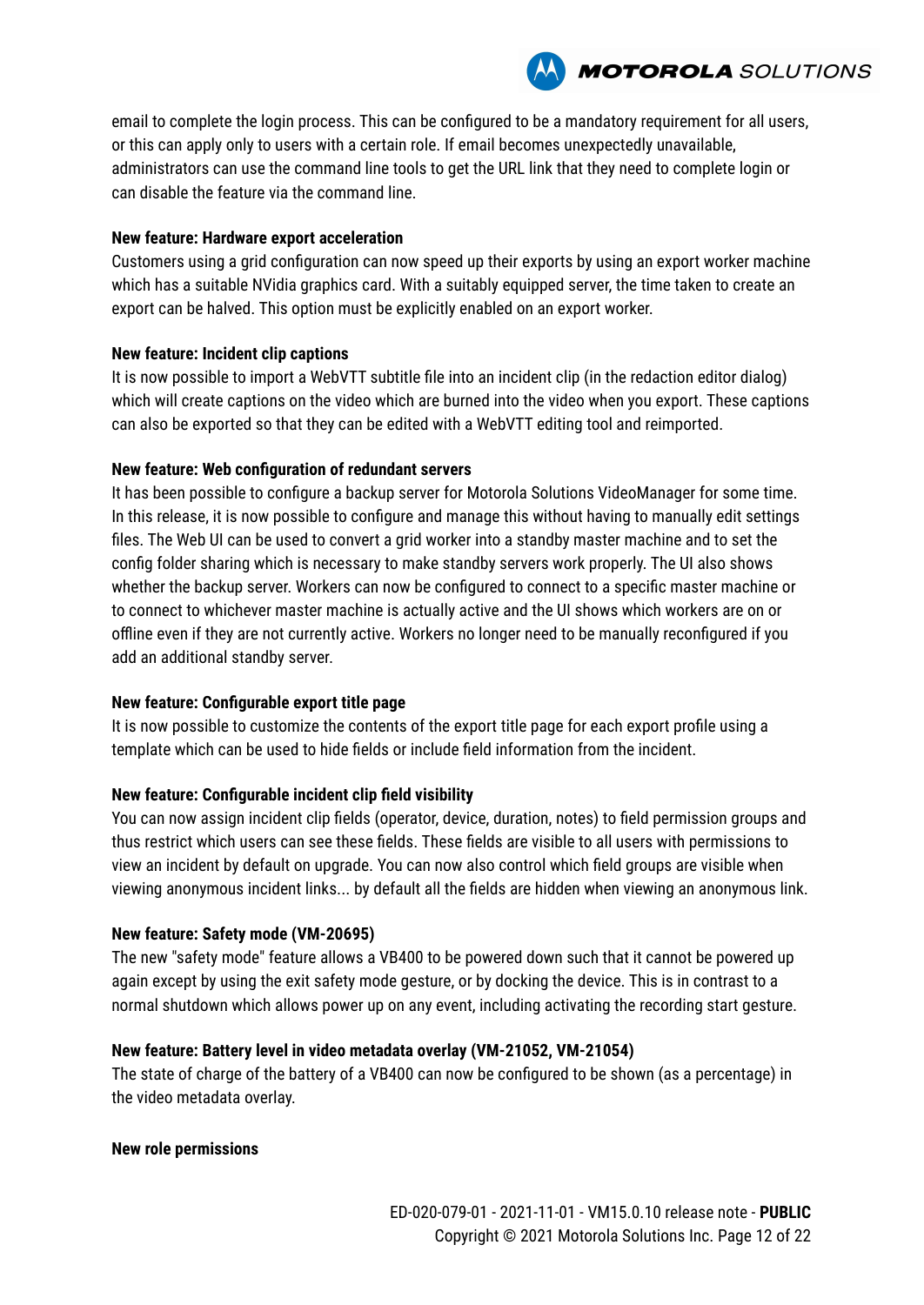email to complete the login process. This can be configured to be a mandatory requirement for all users, or this can apply only to users with a certain role. If email becomes unexpectedly unavailable, administrators can use the command line tools to get the URL link that they need to complete login or can disable the feature via the command line.

**New feature: Hardware export acceleration**

Customers using a grid configuration can now speed up their exports by using an export worker machine which has a suitable NVidia graphics card. With a suitably equipped server, the time taken to create an export can be halved. This option must be explicitly enabled on an export worker.

**New feature: Incident clip captions**

It is now possible to import a WebVTT subtitle file into an incident clip (in the redaction editor dialog) which will create captions on the video which are burned into the video when you export. These captions can also be exported so that they can be edited with a WebVTT editing tool and reimported.

**New feature: Web configuration of redundant servers**

It has been possible to configure a backup server for Motorola Solutions VideoManager for some time. In this release, it is now possible to configure and manage this without having to manually edit settings files. The Web UI can be used to convert a grid worker into a standby master machine and to set the config folder sharing which is necessary to make standby servers work properly. The UI also shows whether the backup server. Workers can now be configured to connect to a specific master machine or to connect to whichever master machine is actually active and the UI shows which workers are on or offline even if they are not currently active. Workers no longer need to be manually reconfigured if you add an additional standby server.

**New feature: Configurable export title page**

It is now possible to customize the contents of the export title page for each export profile using a template which can be used to hide fields or include field information from the incident.

**New feature: Configurable incident clip field visibility**

You can now assign incident clip fields (operator, device, duration, notes) to field permission groups and thus restrict which users can see these fields. These fields are visible to all users with permissions to view an incident by default on upgrade. You can now also control which field groups are visible when viewing anonymous incident links... by default all the fields are hidden when viewing an anonymous link.

**New feature: Safety mode (VM-20695)**

The new "safety mode" feature allows a VB400 to be powered down such that it cannot be powered up again except by using the exit safety mode gesture, or by docking the device. This is in contrast to a normal shutdown which allows power up on any event, including activating the recording start gesture.

**New feature: Battery level in video metadata overlay (VM-21052, VM-21054)**

The state of charge of the battery of a VB400 can now be configured to be shown (as a percentage) in the video metadata overlay.

**New role permissions**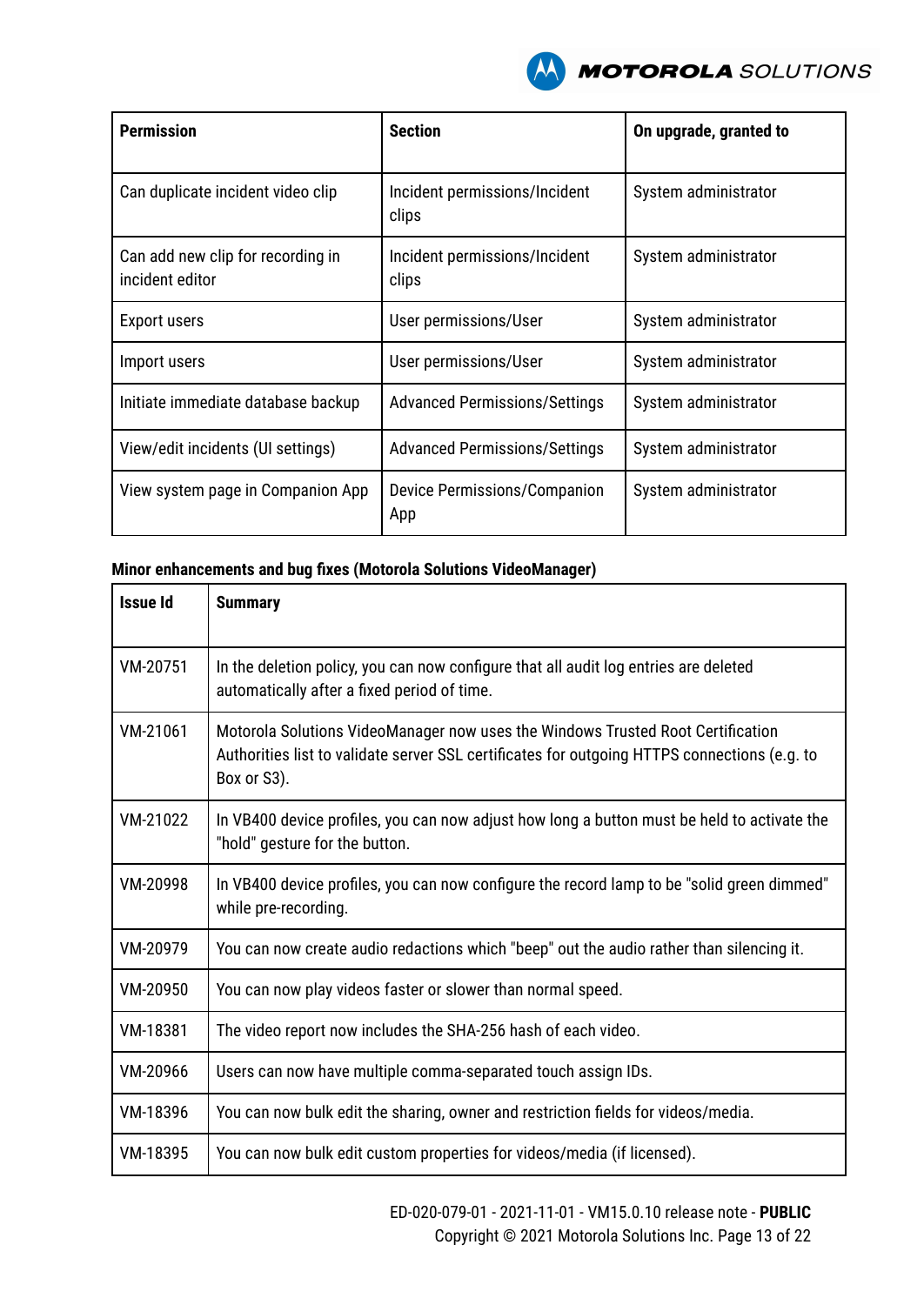| Permission | Section | On upgrade, granted to |
|---|---|---|
| Can duplicate incident video clip | Incident permissions/Incident clips | System administrator |
| Can add new clip for recording in incident editor | Incident permissions/Incident clips | System administrator |
| Export users | User permissions/User | System administrator |
| Import users | User permissions/User | System administrator |
| Initiate immediate database backup | Advanced Permissions/Settings | System administrator |
| View/edit incidents (UI settings) | Advanced Permissions/Settings | System administrator |
| View system page in Companion App | Device Permissions/Companion App | System administrator |

**Minor enhancements and bug fixes (Motorola Solutions VideoManager)**

| Issue Id | Summary |
|---|---|
| VM-20751 | In the deletion policy, you can now configure that all audit log entries are deleted automatically after a fixed period of time. |
| VM-21061 | Motorola Solutions VideoManager now uses the Windows Trusted Root Certification Authorities list to validate server SSL certificates for outgoing HTTPS connections (e.g. to Box or S3). |
| VM-21022 | In VB400 device profiles, you can now adjust how long a button must be held to activate the "hold" gesture for the button. |
| VM-20998 | In VB400 device profiles, you can now configure the record lamp to be "solid green dimmed" while pre-recording. |
| VM-20979 | You can now create audio redactions which "beep" out the audio rather than silencing it. |
| VM-20950 | You can now play videos faster or slower than normal speed. |
| VM-18381 | The video report now includes the SHA-256 hash of each video. |
| VM-20966 | Users can now have multiple comma-separated touch assign IDs. |
| VM-18396 | You can now bulk edit the sharing, owner and restriction fields for videos/media. |
| VM-18395 | You can now bulk edit custom properties for videos/media (if licensed). |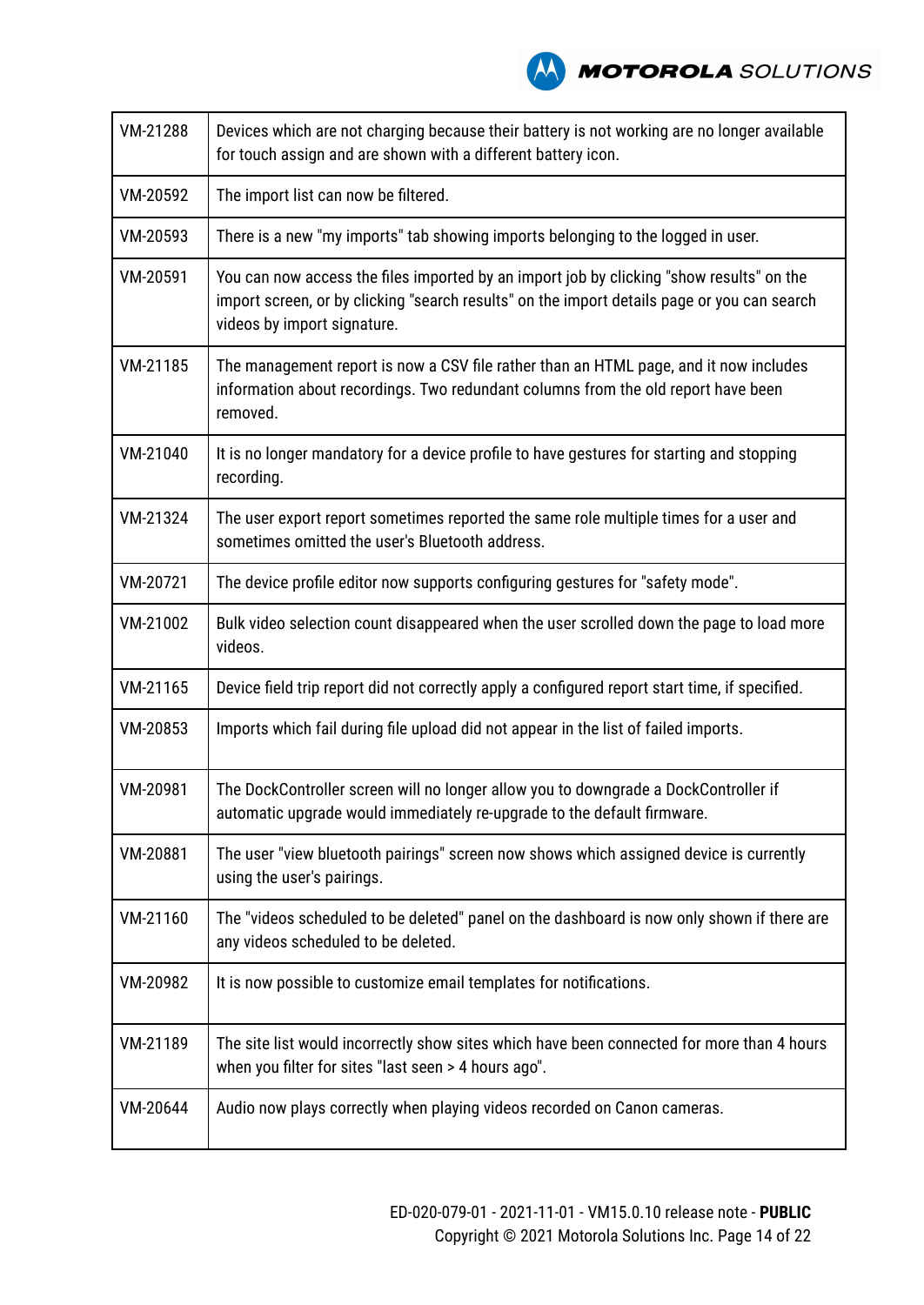| | |
|---|---|
| VM-21288 | Devices which are not charging because their battery is not working are no longer available for touch assign and are shown with a different battery icon. |
| VM-20592 | The import list can now be filtered. |
| VM-20593 | There is a new "my imports" tab showing imports belonging to the logged in user. |
| VM-20591 | You can now access the files imported by an import job by clicking "show results" on the import screen, or by clicking "search results" on the import details page or you can search videos by import signature. |
| VM-21185 | The management report is now a CSV file rather than an HTML page, and it now includes information about recordings. Two redundant columns from the old report have been removed. |
| VM-21040 | It is no longer mandatory for a device profile to have gestures for starting and stopping recording. |
| VM-21324 | The user export report sometimes reported the same role multiple times for a user and sometimes omitted the user's Bluetooth address. |
| VM-20721 | The device profile editor now supports configuring gestures for "safety mode". |
| VM-21002 | Bulk video selection count disappeared when the user scrolled down the page to load more videos. |
| VM-21165 | Device field trip report did not correctly apply a configured report start time, if specified. |
| VM-20853 | Imports which fail during file upload did not appear in the list of failed imports. |
| VM-20981 | The DockController screen will no longer allow you to downgrade a DockController if automatic upgrade would immediately re-upgrade to the default firmware. |
| VM-20881 | The user "view bluetooth pairings" screen now shows which assigned device is currently using the user's pairings. |
| VM-21160 | The "videos scheduled to be deleted" panel on the dashboard is now only shown if there are any videos scheduled to be deleted. |
| VM-20982 | It is now possible to customize email templates for notifications. |
| VM-21189 | The site list would incorrectly show sites which have been connected for more than 4 hours when you filter for sites "last seen > 4 hours ago". |
| VM-20644 | Audio now plays correctly when playing videos recorded on Canon cameras. |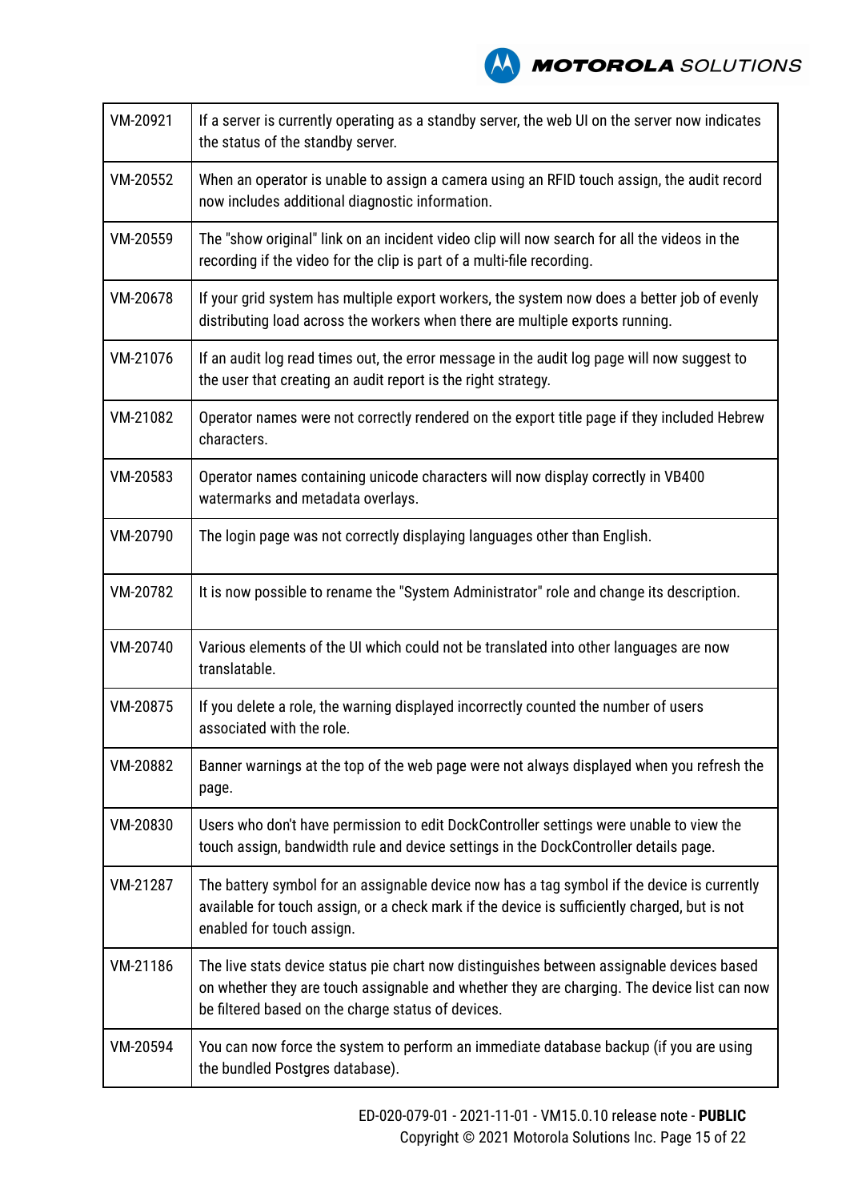| VM-20921 | If a server is currently operating as a standby server, the web UI on the server now indicates the status of the standby server. |
|---|---|
| VM-20552 | When an operator is unable to assign a camera using an RFID touch assign, the audit record now includes additional diagnostic information. |
| VM-20559 | The "show original" link on an incident video clip will now search for all the videos in the recording if the video for the clip is part of a multi-file recording. |
| VM-20678 | If your grid system has multiple export workers, the system now does a better job of evenly distributing load across the workers when there are multiple exports running. |
| VM-21076 | If an audit log read times out, the error message in the audit log page will now suggest to the user that creating an audit report is the right strategy. |
| VM-21082 | Operator names were not correctly rendered on the export title page if they included Hebrew characters. |
| VM-20583 | Operator names containing unicode characters will now display correctly in VB400 watermarks and metadata overlays. |
| VM-20790 | The login page was not correctly displaying languages other than English. |
| VM-20782 | It is now possible to rename the "System Administrator" role and change its description. |
| VM-20740 | Various elements of the UI which could not be translated into other languages are now translatable. |
| VM-20875 | If you delete a role, the warning displayed incorrectly counted the number of users associated with the role. |
| VM-20882 | Banner warnings at the top of the web page were not always displayed when you refresh the page. |
| VM-20830 | Users who don't have permission to edit DockController settings were unable to view the touch assign, bandwidth rule and device settings in the DockController details page. |
| VM-21287 | The battery symbol for an assignable device now has a tag symbol if the device is currently available for touch assign, or a check mark if the device is sufficiently charged, but is not enabled for touch assign. |
| VM-21186 | The live stats device status pie chart now distinguishes between assignable devices based on whether they are touch assignable and whether they are charging. The device list can now be filtered based on the charge status of devices. |
| VM-20594 | You can now force the system to perform an immediate database backup (if you are using the bundled Postgres database). |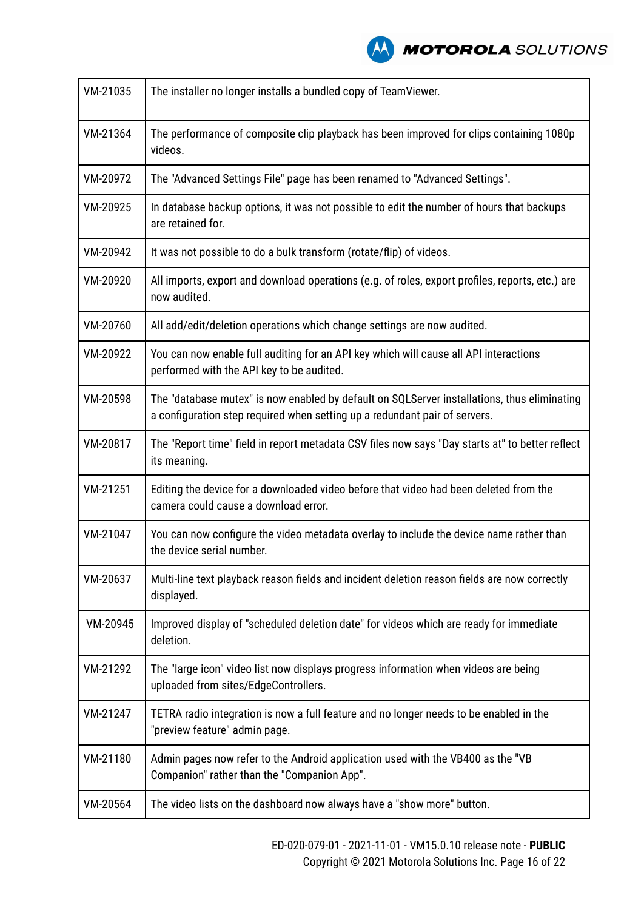| VM-21035 | The installer no longer installs a bundled copy of TeamViewer. |
|---|---|
| VM-21364 | The performance of composite clip playback has been improved for clips containing 1080p videos. |
| VM-20972 | The "Advanced Settings File" page has been renamed to "Advanced Settings". |
| VM-20925 | In database backup options, it was not possible to edit the number of hours that backups are retained for. |
| VM-20942 | It was not possible to do a bulk transform (rotate/flip) of videos. |
| VM-20920 | All imports, export and download operations (e.g. of roles, export profiles, reports, etc.) are now audited. |
| VM-20760 | All add/edit/deletion operations which change settings are now audited. |
| VM-20922 | You can now enable full auditing for an API key which will cause all API interactions performed with the API key to be audited. |
| VM-20598 | The "database mutex" is now enabled by default on SQLServer installations, thus eliminating a configuration step required when setting up a redundant pair of servers. |
| VM-20817 | The "Report time" field in report metadata CSV files now says "Day starts at" to better reflect its meaning. |
| VM-21251 | Editing the device for a downloaded video before that video had been deleted from the camera could cause a download error. |
| VM-21047 | You can now configure the video metadata overlay to include the device name rather than the device serial number. |
| VM-20637 | Multi-line text playback reason fields and incident deletion reason fields are now correctly displayed. |
| VM-20945 | Improved display of "scheduled deletion date" for videos which are ready for immediate deletion. |
| VM-21292 | The "large icon" video list now displays progress information when videos are being uploaded from sites/EdgeControllers. |
| VM-21247 | TETRA radio integration is now a full feature and no longer needs to be enabled in the "preview feature" admin page. |
| VM-21180 | Admin pages now refer to the Android application used with the VB400 as the "VB Companion" rather than the "Companion App". |
| VM-20564 | The video lists on the dashboard now always have a "show more" button. |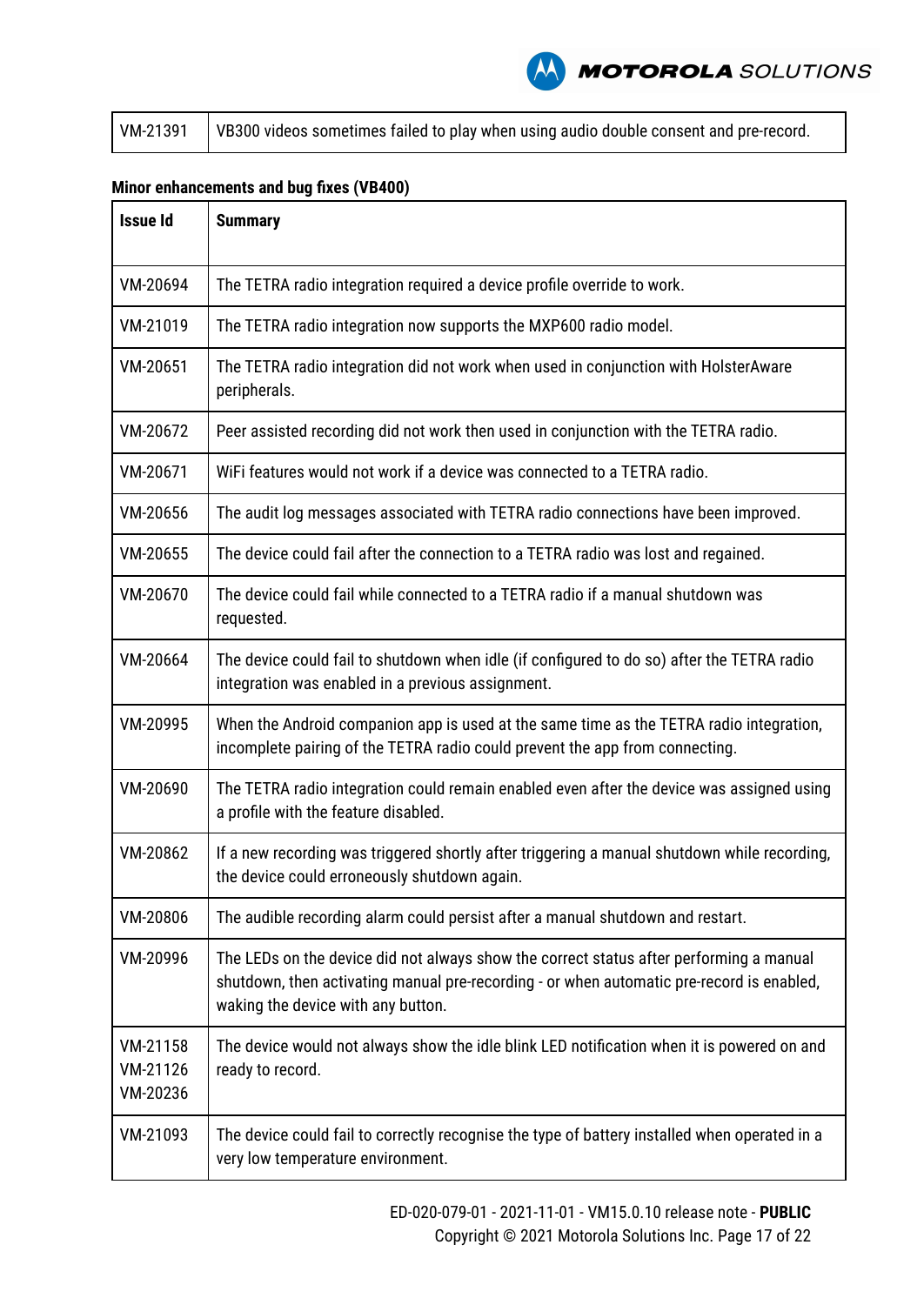| | |
|---|---|
| VM-21391 | VB300 videos sometimes failed to play when using audio double consent and pre-record. |

**Minor enhancements and bug fixes (VB400)**

| Issue Id | Summary |
|---|---|
| VM-20694 | The TETRA radio integration required a device profile override to work. |
| VM-21019 | The TETRA radio integration now supports the MXP600 radio model. |
| VM-20651 | The TETRA radio integration did not work when used in conjunction with HolsterAware peripherals. |
| VM-20672 | Peer assisted recording did not work then used in conjunction with the TETRA radio. |
| VM-20671 | WiFi features would not work if a device was connected to a TETRA radio. |
| VM-20656 | The audit log messages associated with TETRA radio connections have been improved. |
| VM-20655 | The device could fail after the connection to a TETRA radio was lost and regained. |
| VM-20670 | The device could fail while connected to a TETRA radio if a manual shutdown was requested. |
| VM-20664 | The device could fail to shutdown when idle (if configured to do so) after the TETRA radio integration was enabled in a previous assignment. |
| VM-20995 | When the Android companion app is used at the same time as the TETRA radio integration, incomplete pairing of the TETRA radio could prevent the app from connecting. |
| VM-20690 | The TETRA radio integration could remain enabled even after the device was assigned using a profile with the feature disabled. |
| VM-20862 | If a new recording was triggered shortly after triggering a manual shutdown while recording, the device could erroneously shutdown again. |
| VM-20806 | The audible recording alarm could persist after a manual shutdown and restart. |
| VM-20996 | The LEDs on the device did not always show the correct status after performing a manual shutdown, then activating manual pre-recording - or when automatic pre-record is enabled, waking the device with any button. |
| VM-21158<br>VM-21126<br>VM-20236 | The device would not always show the idle blink LED notification when it is powered on and ready to record. |
| VM-21093 | The device could fail to correctly recognise the type of battery installed when operated in a very low temperature environment. |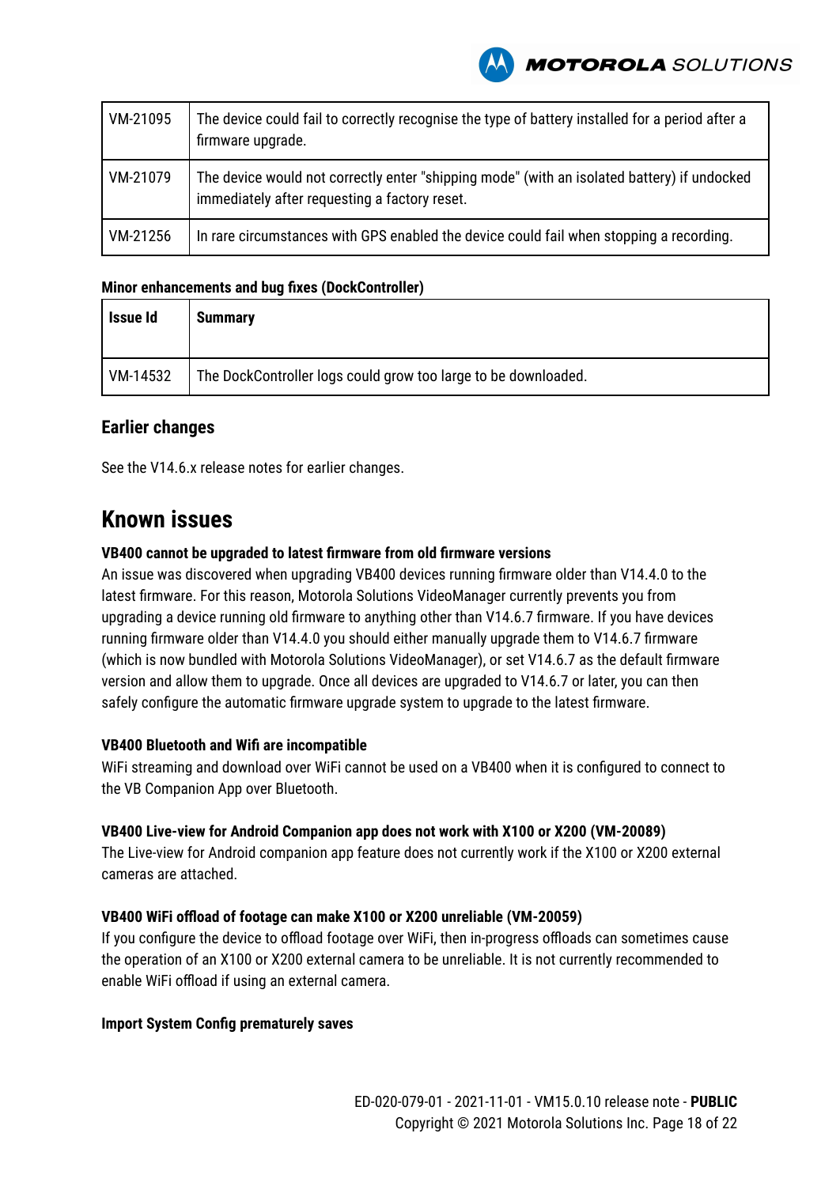| VM-21095 | The device could fail to correctly recognise the type of battery installed for a period after a firmware upgrade. |
|---|---|
| VM-21079 | The device would not correctly enter "shipping mode" (with an isolated battery) if undocked immediately after requesting a factory reset. |
| VM-21256 | In rare circumstances with GPS enabled the device could fail when stopping a recording. |

**Minor enhancements and bug fixes (DockController)**

| Issue Id | Summary |
|---|---|
| VM-14532 | The DockController logs could grow too large to be downloaded. |

## Earlier changes

See the V14.6.x release notes for earlier changes.

# Known issues

**VB400 cannot be upgraded to latest firmware from old firmware versions**
An issue was discovered when upgrading VB400 devices running firmware older than V14.4.0 to the latest firmware. For this reason, Motorola Solutions VideoManager currently prevents you from upgrading a device running old firmware to anything other than V14.6.7 firmware. If you have devices running firmware older than V14.4.0 you should either manually upgrade them to V14.6.7 firmware (which is now bundled with Motorola Solutions VideoManager), or set V14.6.7 as the default firmware version and allow them to upgrade. Once all devices are upgraded to V14.6.7 or later, you can then safely configure the automatic firmware upgrade system to upgrade to the latest firmware.

**VB400 Bluetooth and Wifi are incompatible**
WiFi streaming and download over WiFi cannot be used on a VB400 when it is configured to connect to the VB Companion App over Bluetooth.

**VB400 Live-view for Android Companion app does not work with X100 or X200 (VM-20089)**
The Live-view for Android companion app feature does not currently work if the X100 or X200 external cameras are attached.

**VB400 WiFi offload of footage can make X100 or X200 unreliable (VM-20059)**
If you configure the device to offload footage over WiFi, then in-progress offloads can sometimes cause the operation of an X100 or X200 external camera to be unreliable. It is not currently recommended to enable WiFi offload if using an external camera.

**Import System Config prematurely saves**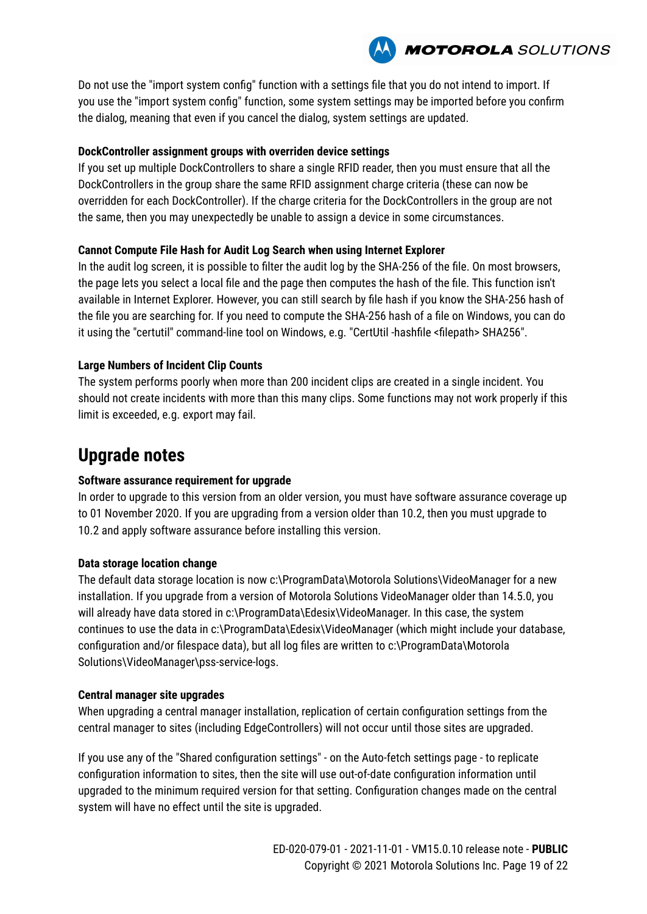Do not use the "import system config" function with a settings file that you do not intend to import. If you use the "import system config" function, some system settings may be imported before you confirm the dialog, meaning that even if you cancel the dialog, system settings are updated.

**DockController assignment groups with overriden device settings**

If you set up multiple DockControllers to share a single RFID reader, then you must ensure that all the DockControllers in the group share the same RFID assignment charge criteria (these can now be overridden for each DockController). If the charge criteria for the DockControllers in the group are not the same, then you may unexpectedly be unable to assign a device in some circumstances.

**Cannot Compute File Hash for Audit Log Search when using Internet Explorer**

In the audit log screen, it is possible to filter the audit log by the SHA-256 of the file. On most browsers, the page lets you select a local file and the page then computes the hash of the file. This function isn't available in Internet Explorer. However, you can still search by file hash if you know the SHA-256 hash of the file you are searching for. If you need to compute the SHA-256 hash of a file on Windows, you can do it using the "certutil" command-line tool on Windows, e.g. "CertUtil -hashfile <filepath> SHA256".

**Large Numbers of Incident Clip Counts**

The system performs poorly when more than 200 incident clips are created in a single incident. You should not create incidents with more than this many clips. Some functions may not work properly if this limit is exceeded, e.g. export may fail.

# Upgrade notes

**Software assurance requirement for upgrade**

In order to upgrade to this version from an older version, you must have software assurance coverage up to 01 November 2020. If you are upgrading from a version older than 10.2, then you must upgrade to 10.2 and apply software assurance before installing this version.

**Data storage location change**

The default data storage location is now c:\ProgramData\Motorola Solutions\VideoManager for a new installation. If you upgrade from a version of Motorola Solutions VideoManager older than 14.5.0, you will already have data stored in c:\ProgramData\Edesix\VideoManager. In this case, the system continues to use the data in c:\ProgramData\Edesix\VideoManager (which might include your database, configuration and/or filespace data), but all log files are written to c:\ProgramData\Motorola Solutions\VideoManager\pss-service-logs.

**Central manager site upgrades**

When upgrading a central manager installation, replication of certain configuration settings from the central manager to sites (including EdgeControllers) will not occur until those sites are upgraded.

If you use any of the "Shared configuration settings" - on the Auto-fetch settings page - to replicate configuration information to sites, then the site will use out-of-date configuration information until upgraded to the minimum required version for that setting. Configuration changes made on the central system will have no effect until the site is upgraded.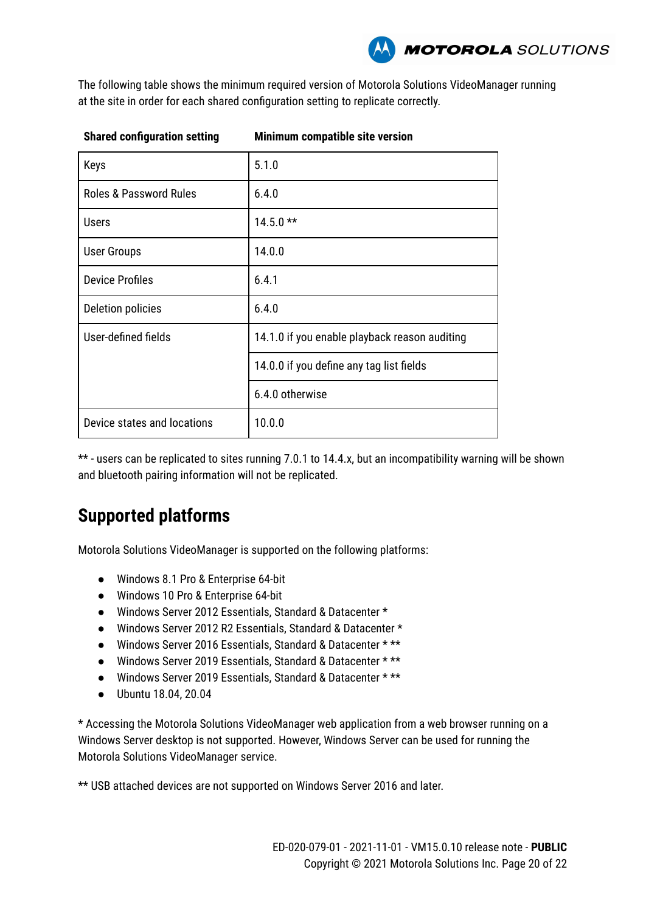The following table shows the minimum required version of Motorola Solutions VideoManager running at the site in order for each shared configuration setting to replicate correctly.

| Shared configuration setting | Minimum compatible site version |
|---|---|
| Keys | 5.1.0 |
| Roles & Password Rules | 6.4.0 |
| Users | 14.5.0 ** |
| User Groups | 14.0.0 |
| Device Profiles | 6.4.1 |
| Deletion policies | 6.4.0 |
| User-defined fields | 14.1.0 if you enable playback reason auditing |
| | 14.0.0 if you define any tag list fields |
| | 6.4.0 otherwise |
| Device states and locations | 10.0.0 |

** - users can be replicated to sites running 7.0.1 to 14.4.x, but an incompatibility warning will be shown and bluetooth pairing information will not be replicated.

## Supported platforms

Motorola Solutions VideoManager is supported on the following platforms:

- Windows 8.1 Pro & Enterprise 64-bit
- Windows 10 Pro & Enterprise 64-bit
- Windows Server 2012 Essentials, Standard & Datacenter *
- Windows Server 2012 R2 Essentials, Standard & Datacenter *
- Windows Server 2016 Essentials, Standard & Datacenter * **
- Windows Server 2019 Essentials, Standard & Datacenter * **
- Windows Server 2019 Essentials, Standard & Datacenter * **
- Ubuntu 18.04, 20.04

* Accessing the Motorola Solutions VideoManager web application from a web browser running on a Windows Server desktop is not supported. However, Windows Server can be used for running the Motorola Solutions VideoManager service.

** USB attached devices are not supported on Windows Server 2016 and later.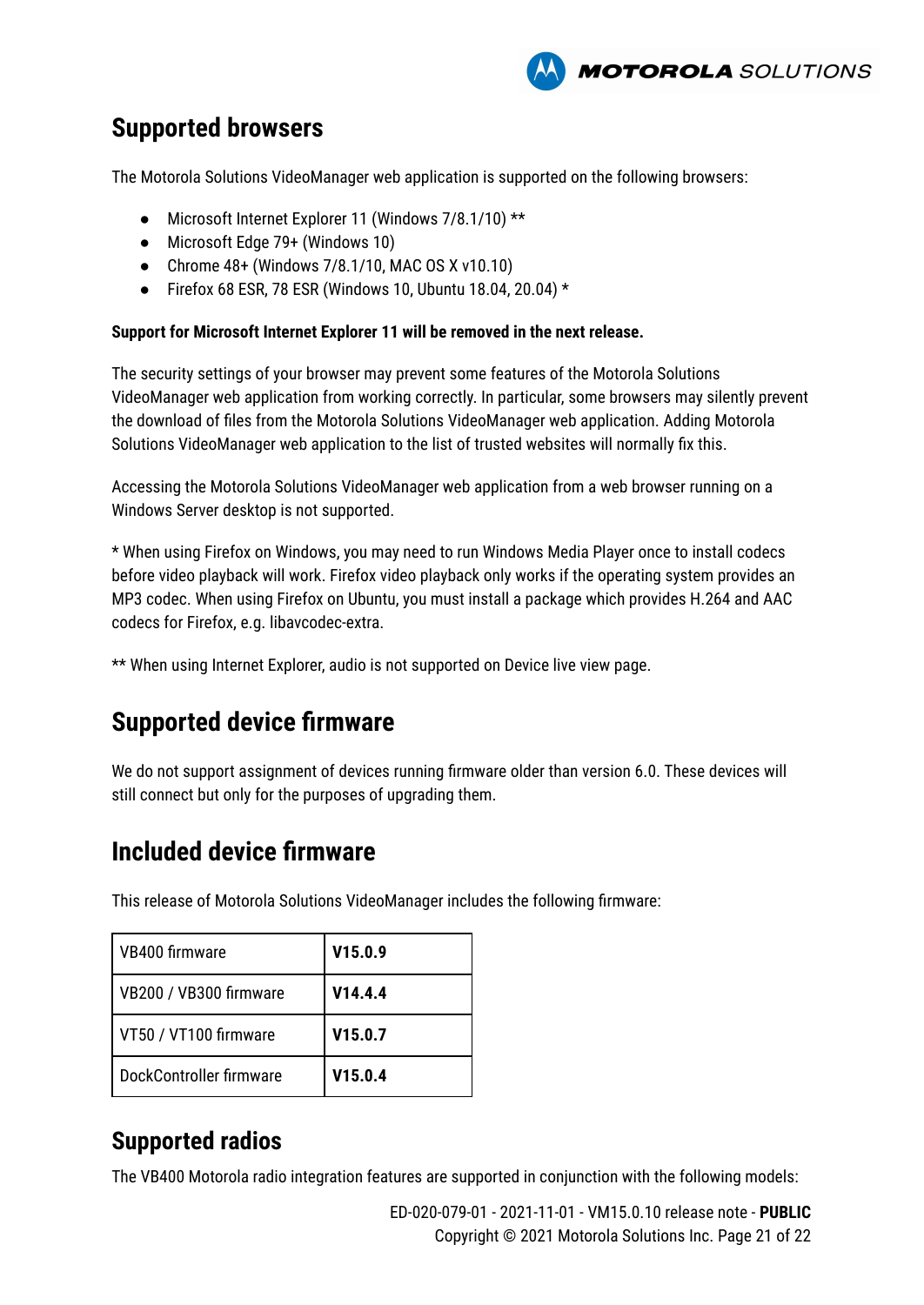## Supported browsers

The Motorola Solutions VideoManager web application is supported on the following browsers:

- Microsoft Internet Explorer 11 (Windows 7/8.1/10) **
- Microsoft Edge 79+ (Windows 10)
- Chrome 48+ (Windows 7/8.1/10, MAC OS X v10.10)
- Firefox 68 ESR, 78 ESR (Windows 10, Ubuntu 18.04, 20.04) *

**Support for Microsoft Internet Explorer 11 will be removed in the next release.**

The security settings of your browser may prevent some features of the Motorola Solutions VideoManager web application from working correctly. In particular, some browsers may silently prevent the download of files from the Motorola Solutions VideoManager web application. Adding Motorola Solutions VideoManager web application to the list of trusted websites will normally fix this.

Accessing the Motorola Solutions VideoManager web application from a web browser running on a Windows Server desktop is not supported.

* When using Firefox on Windows, you may need to run Windows Media Player once to install codecs before video playback will work. Firefox video playback only works if the operating system provides an MP3 codec. When using Firefox on Ubuntu, you must install a package which provides H.264 and AAC codecs for Firefox, e.g. libavcodec-extra.

** When using Internet Explorer, audio is not supported on Device live view page.

## Supported device firmware

We do not support assignment of devices running firmware older than version 6.0. These devices will still connect but only for the purposes of upgrading them.

## Included device firmware

This release of Motorola Solutions VideoManager includes the following firmware:

| | |
|---|---|
| VB400 firmware | **V15.0.9** |
| VB200 / VB300 firmware | **V14.4.4** |
| VT50 / VT100 firmware | **V15.0.7** |
| DockController firmware | **V15.0.4** |

## Supported radios

The VB400 Motorola radio integration features are supported in conjunction with the following models: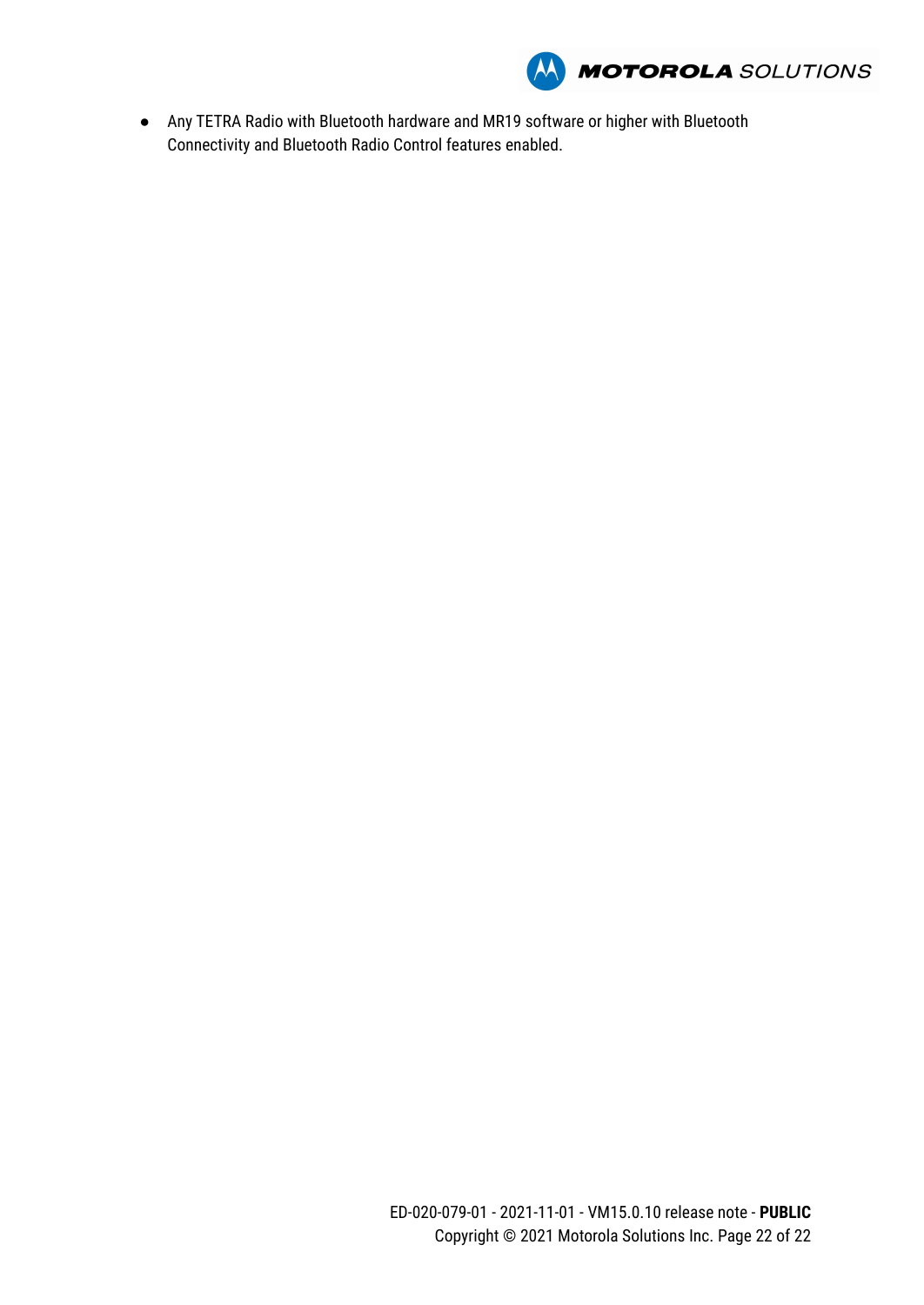- Any TETRA Radio with Bluetooth hardware and MR19 software or higher with Bluetooth Connectivity and Bluetooth Radio Control features enabled.